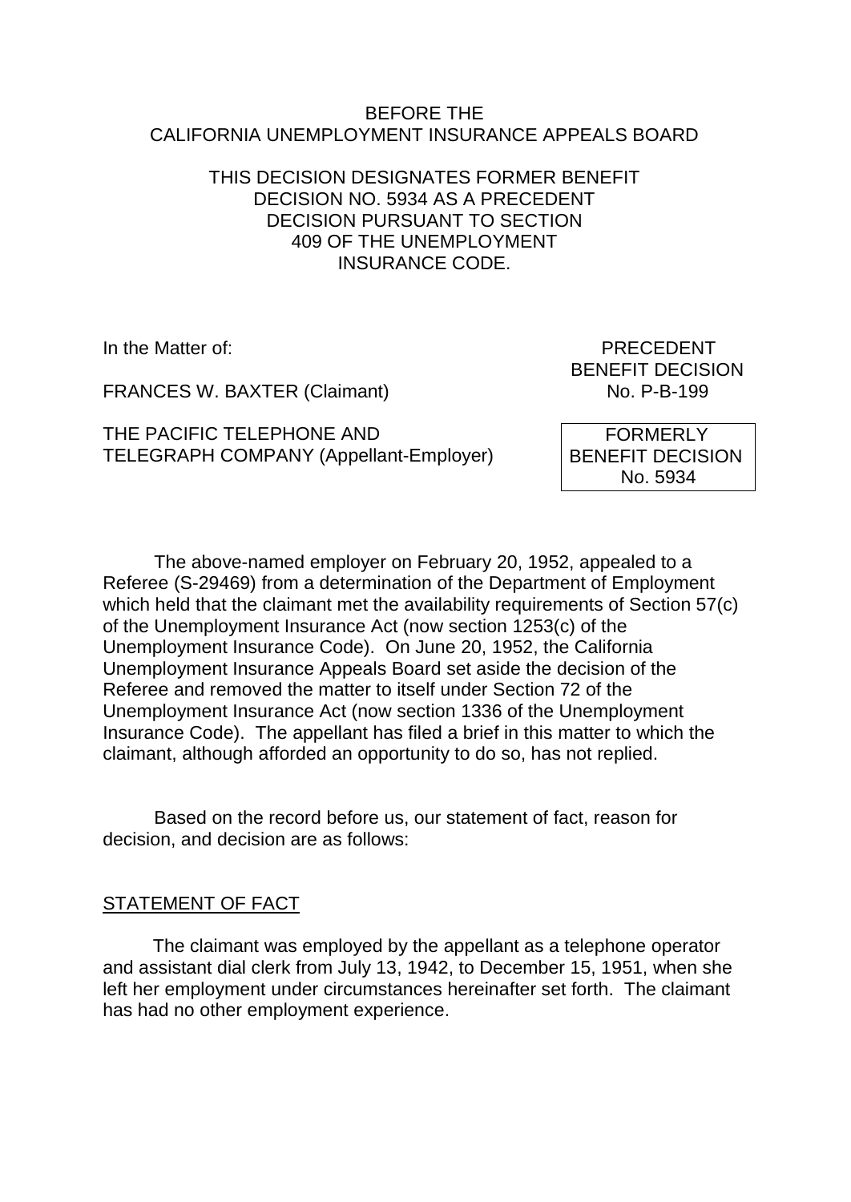BEFORE THE
CALIFORNIA UNEMPLOYMENT INSURANCE APPEALS BOARD

THIS DECISION DESIGNATES FORMER BENEFIT DECISION NO. 5934 AS A PRECEDENT DECISION PURSUANT TO SECTION 409 OF THE UNEMPLOYMENT INSURANCE CODE.

In the Matter of:

FRANCES W. BAXTER (Claimant)

THE PACIFIC TELEPHONE AND TELEGRAPH COMPANY (Appellant-Employer)

PRECEDENT BENEFIT DECISION No. P-B-199

FORMERLY BENEFIT DECISION No. 5934

The above-named employer on February 20, 1952, appealed to a Referee (S-29469) from a determination of the Department of Employment which held that the claimant met the availability requirements of Section 57(c) of the Unemployment Insurance Act (now section 1253(c) of the Unemployment Insurance Code). On June 20, 1952, the California Unemployment Insurance Appeals Board set aside the decision of the Referee and removed the matter to itself under Section 72 of the Unemployment Insurance Act (now section 1336 of the Unemployment Insurance Code). The appellant has filed a brief in this matter to which the claimant, although afforded an opportunity to do so, has not replied.

Based on the record before us, our statement of fact, reason for decision, and decision are as follows:

## STATEMENT OF FACT

The claimant was employed by the appellant as a telephone operator and assistant dial clerk from July 13, 1942, to December 15, 1951, when she left her employment under circumstances hereinafter set forth. The claimant has had no other employment experience.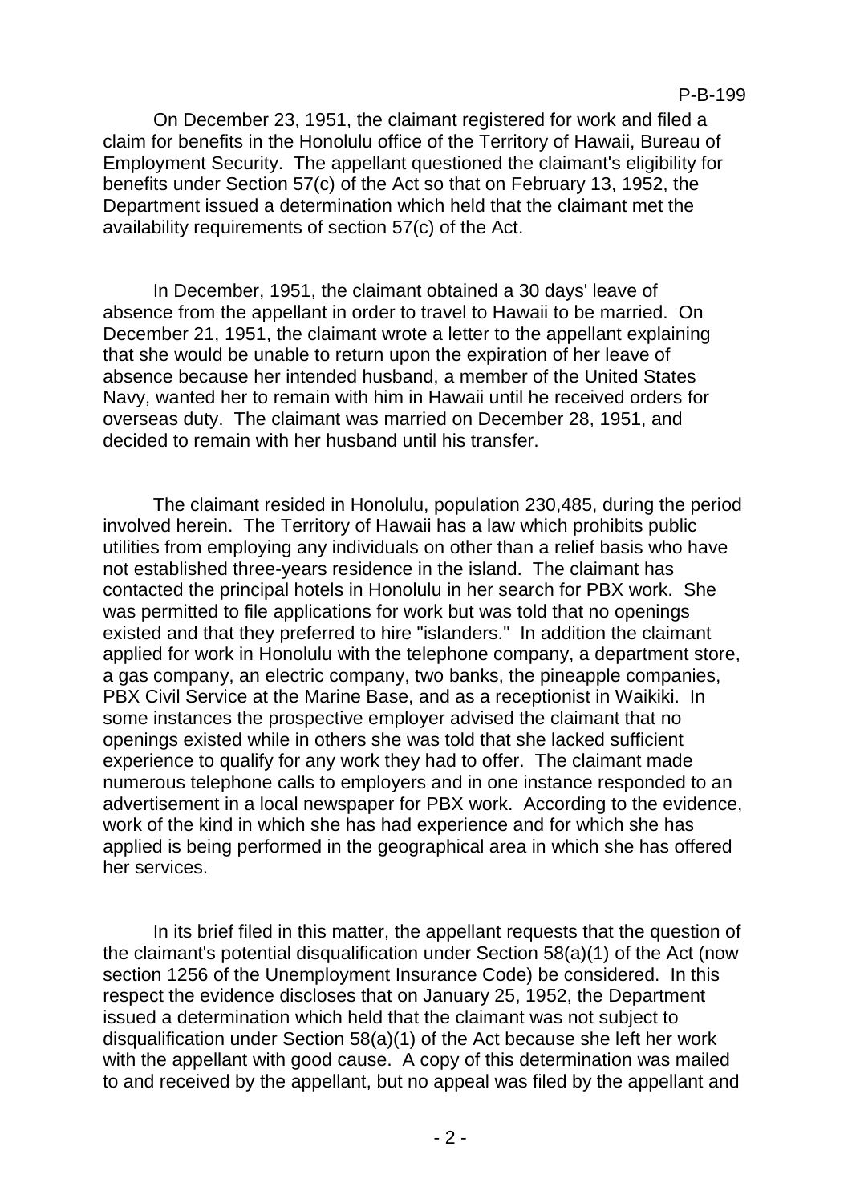On December 23, 1951, the claimant registered for work and filed a claim for benefits in the Honolulu office of the Territory of Hawaii, Bureau of Employment Security. The appellant questioned the claimant's eligibility for benefits under Section 57(c) of the Act so that on February 13, 1952, the Department issued a determination which held that the claimant met the availability requirements of section 57(c) of the Act.

In December, 1951, the claimant obtained a 30 days' leave of absence from the appellant in order to travel to Hawaii to be married. On December 21, 1951, the claimant wrote a letter to the appellant explaining that she would be unable to return upon the expiration of her leave of absence because her intended husband, a member of the United States Navy, wanted her to remain with him in Hawaii until he received orders for overseas duty. The claimant was married on December 28, 1951, and decided to remain with her husband until his transfer.

The claimant resided in Honolulu, population 230,485, during the period involved herein. The Territory of Hawaii has a law which prohibits public utilities from employing any individuals on other than a relief basis who have not established three-years residence in the island. The claimant has contacted the principal hotels in Honolulu in her search for PBX work. She was permitted to file applications for work but was told that no openings existed and that they preferred to hire "islanders." In addition the claimant applied for work in Honolulu with the telephone company, a department store, a gas company, an electric company, two banks, the pineapple companies, PBX Civil Service at the Marine Base, and as a receptionist in Waikiki. In some instances the prospective employer advised the claimant that no openings existed while in others she was told that she lacked sufficient experience to qualify for any work they had to offer. The claimant made numerous telephone calls to employers and in one instance responded to an advertisement in a local newspaper for PBX work. According to the evidence, work of the kind in which she has had experience and for which she has applied is being performed in the geographical area in which she has offered her services.

In its brief filed in this matter, the appellant requests that the question of the claimant's potential disqualification under Section 58(a)(1) of the Act (now section 1256 of the Unemployment Insurance Code) be considered. In this respect the evidence discloses that on January 25, 1952, the Department issued a determination which held that the claimant was not subject to disqualification under Section 58(a)(1) of the Act because she left her work with the appellant with good cause. A copy of this determination was mailed to and received by the appellant, but no appeal was filed by the appellant and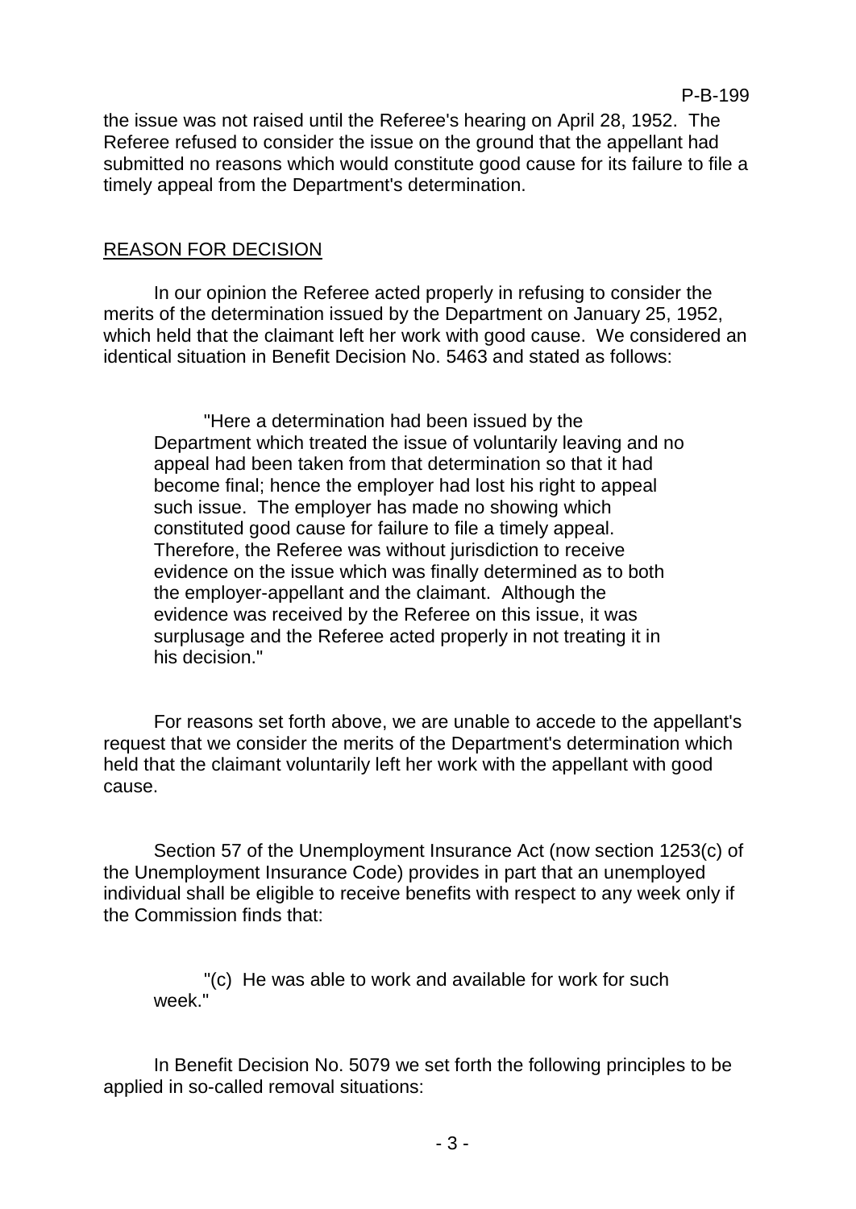the issue was not raised until the Referee's hearing on April 28, 1952. The Referee refused to consider the issue on the ground that the appellant had submitted no reasons which would constitute good cause for its failure to file a timely appeal from the Department's determination.

## REASON FOR DECISION

In our opinion the Referee acted properly in refusing to consider the merits of the determination issued by the Department on January 25, 1952, which held that the claimant left her work with good cause. We considered an identical situation in Benefit Decision No. 5463 and stated as follows:

> "Here a determination had been issued by the Department which treated the issue of voluntarily leaving and no appeal had been taken from that determination so that it had become final; hence the employer had lost his right to appeal such issue. The employer has made no showing which constituted good cause for failure to file a timely appeal. Therefore, the Referee was without jurisdiction to receive evidence on the issue which was finally determined as to both the employer-appellant and the claimant. Although the evidence was received by the Referee on this issue, it was surplusage and the Referee acted properly in not treating it in his decision."

For reasons set forth above, we are unable to accede to the appellant's request that we consider the merits of the Department's determination which held that the claimant voluntarily left her work with the appellant with good cause.

Section 57 of the Unemployment Insurance Act (now section 1253(c) of the Unemployment Insurance Code) provides in part that an unemployed individual shall be eligible to receive benefits with respect to any week only if the Commission finds that:

> "(c) He was able to work and available for work for such week."

In Benefit Decision No. 5079 we set forth the following principles to be applied in so-called removal situations: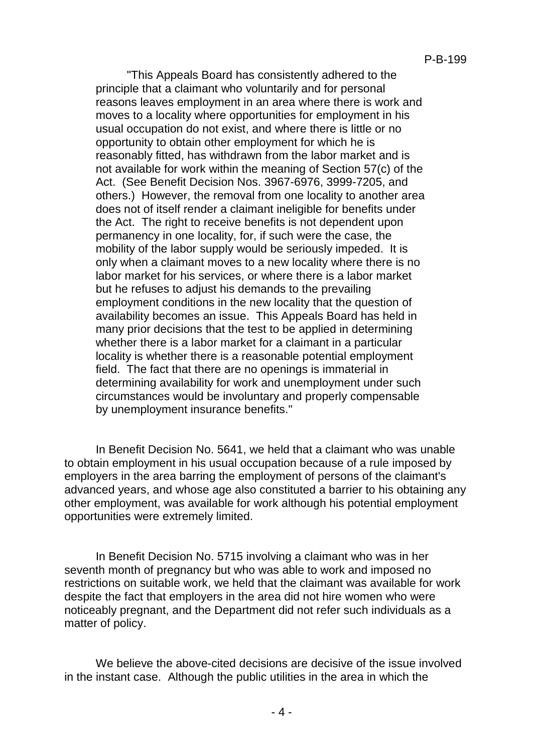"This Appeals Board has consistently adhered to the principle that a claimant who voluntarily and for personal reasons leaves employment in an area where there is work and moves to a locality where opportunities for employment in his usual occupation do not exist, and where there is little or no opportunity to obtain other employment for which he is reasonably fitted, has withdrawn from the labor market and is not available for work within the meaning of Section 57(c) of the Act. (See Benefit Decision Nos. 3967-6976, 3999-7205, and others.) However, the removal from one locality to another area does not of itself render a claimant ineligible for benefits under the Act. The right to receive benefits is not dependent upon permanency in one locality, for, if such were the case, the mobility of the labor supply would be seriously impeded. It is only when a claimant moves to a new locality where there is no labor market for his services, or where there is a labor market but he refuses to adjust his demands to the prevailing employment conditions in the new locality that the question of availability becomes an issue. This Appeals Board has held in many prior decisions that the test to be applied in determining whether there is a labor market for a claimant in a particular locality is whether there is a reasonable potential employment field. The fact that there are no openings is immaterial in determining availability for work and unemployment under such circumstances would be involuntary and properly compensable by unemployment insurance benefits."

In Benefit Decision No. 5641, we held that a claimant who was unable to obtain employment in his usual occupation because of a rule imposed by employers in the area barring the employment of persons of the claimant's advanced years, and whose age also constituted a barrier to his obtaining any other employment, was available for work although his potential employment opportunities were extremely limited.

In Benefit Decision No. 5715 involving a claimant who was in her seventh month of pregnancy but who was able to work and imposed no restrictions on suitable work, we held that the claimant was available for work despite the fact that employers in the area did not hire women who were noticeably pregnant, and the Department did not refer such individuals as a matter of policy.

We believe the above-cited decisions are decisive of the issue involved in the instant case. Although the public utilities in the area in which the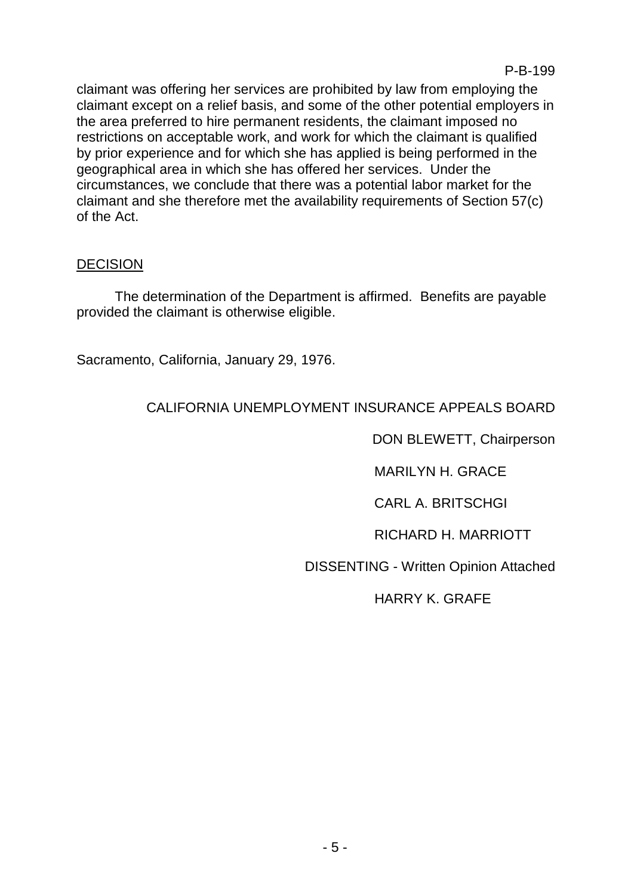claimant was offering her services are prohibited by law from employing the claimant except on a relief basis, and some of the other potential employers in the area preferred to hire permanent residents, the claimant imposed no restrictions on acceptable work, and work for which the claimant is qualified by prior experience and for which she has applied is being performed in the geographical area in which she has offered her services. Under the circumstances, we conclude that there was a potential labor market for the claimant and she therefore met the availability requirements of Section 57(c) of the Act.

DECISION

The determination of the Department is affirmed. Benefits are payable provided the claimant is otherwise eligible.

Sacramento, California, January 29, 1976.

CALIFORNIA UNEMPLOYMENT INSURANCE APPEALS BOARD

DON BLEWETT, Chairperson

MARILYN H. GRACE

CARL A. BRITSCHGI

RICHARD H. MARRIOTT

DISSENTING - Written Opinion Attached

HARRY K. GRAFE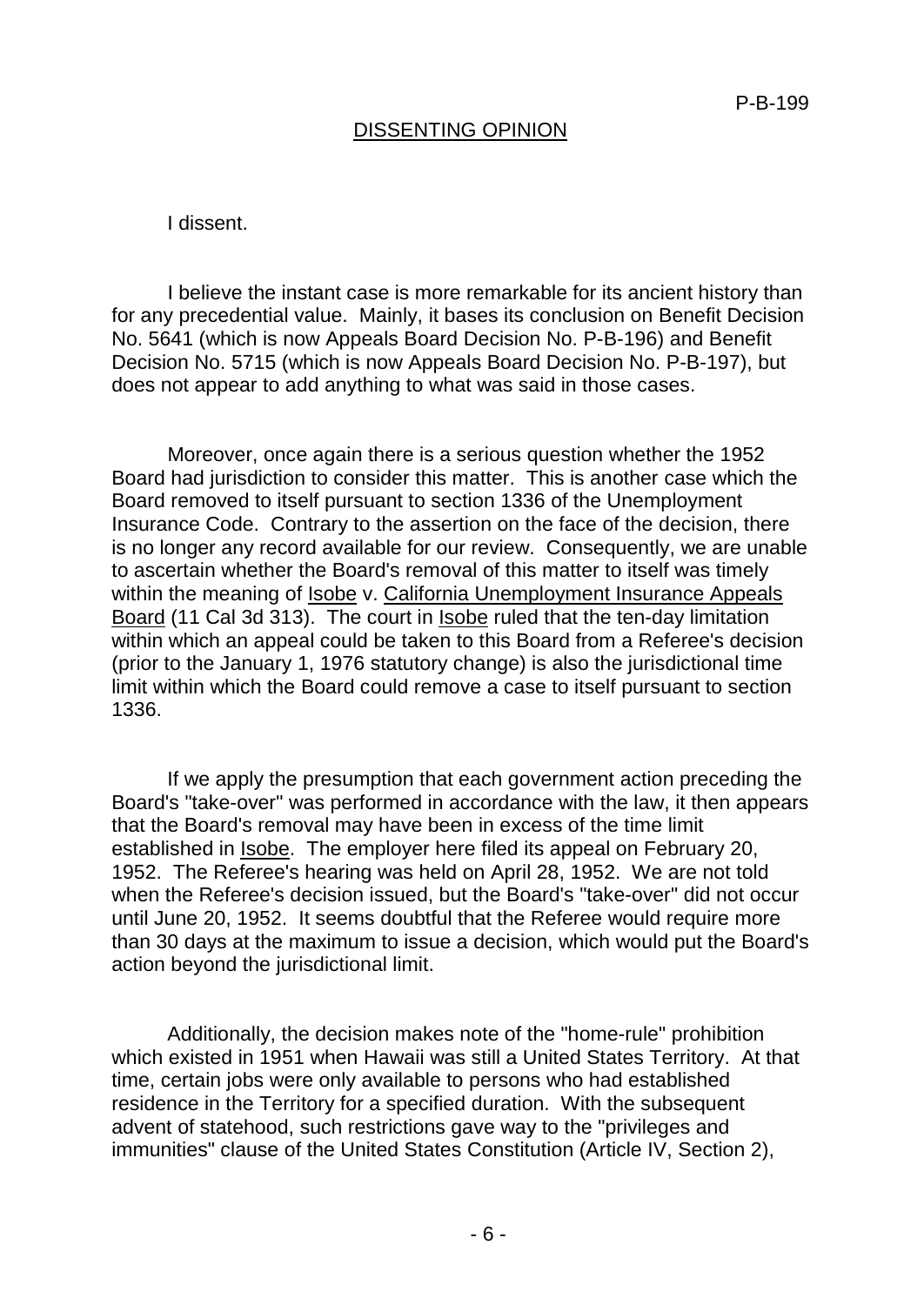P-B-199

## DISSENTING OPINION

I dissent.

I believe the instant case is more remarkable for its ancient history than for any precedential value. Mainly, it bases its conclusion on Benefit Decision No. 5641 (which is now Appeals Board Decision No. P-B-196) and Benefit Decision No. 5715 (which is now Appeals Board Decision No. P-B-197), but does not appear to add anything to what was said in those cases.

Moreover, once again there is a serious question whether the 1952 Board had jurisdiction to consider this matter. This is another case which the Board removed to itself pursuant to section 1336 of the Unemployment Insurance Code. Contrary to the assertion on the face of the decision, there is no longer any record available for our review. Consequently, we are unable to ascertain whether the Board's removal of this matter to itself was timely within the meaning of Isobe v. California Unemployment Insurance Appeals Board (11 Cal 3d 313). The court in Isobe ruled that the ten-day limitation within which an appeal could be taken to this Board from a Referee's decision (prior to the January 1, 1976 statutory change) is also the jurisdictional time limit within which the Board could remove a case to itself pursuant to section 1336.

If we apply the presumption that each government action preceding the Board's "take-over" was performed in accordance with the law, it then appears that the Board's removal may have been in excess of the time limit established in Isobe. The employer here filed its appeal on February 20, 1952. The Referee's hearing was held on April 28, 1952. We are not told when the Referee's decision issued, but the Board's "take-over" did not occur until June 20, 1952. It seems doubtful that the Referee would require more than 30 days at the maximum to issue a decision, which would put the Board's action beyond the jurisdictional limit.

Additionally, the decision makes note of the "home-rule" prohibition which existed in 1951 when Hawaii was still a United States Territory. At that time, certain jobs were only available to persons who had established residence in the Territory for a specified duration. With the subsequent advent of statehood, such restrictions gave way to the "privileges and immunities" clause of the United States Constitution (Article IV, Section 2),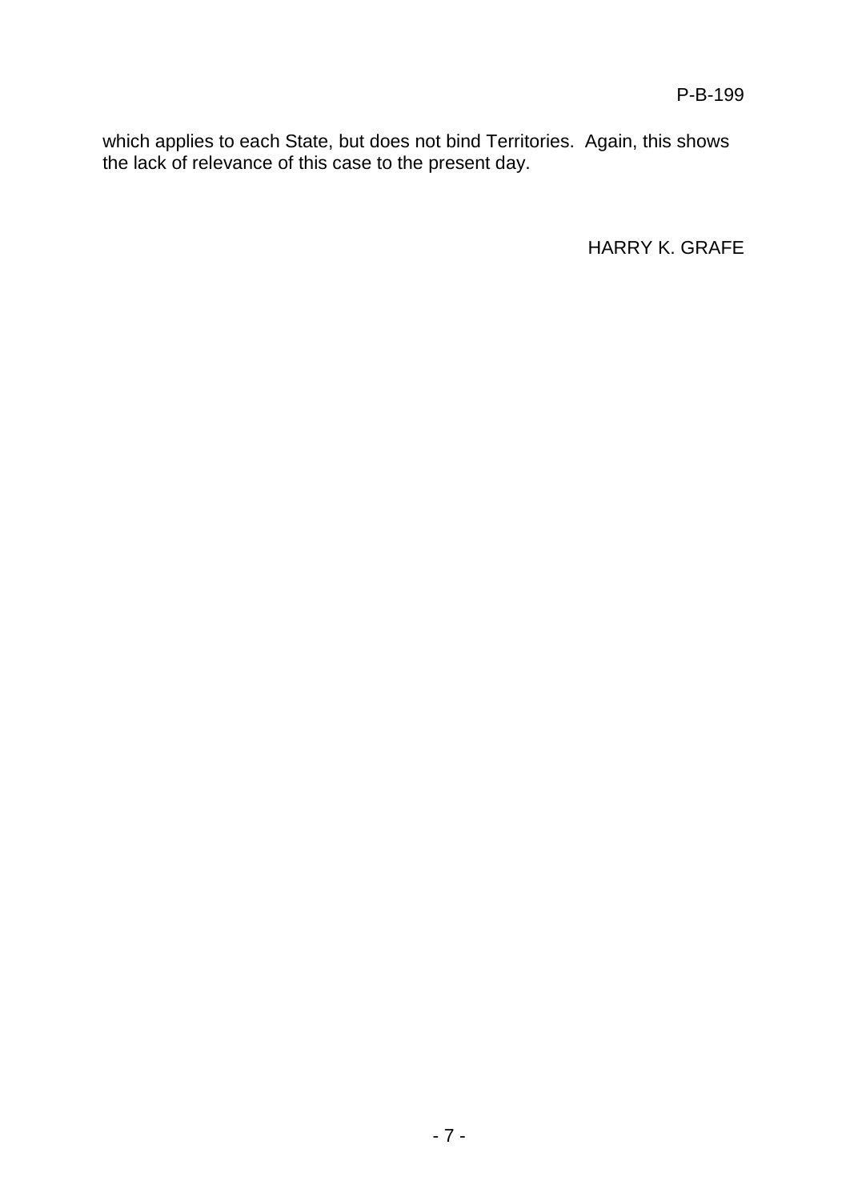which applies to each State, but does not bind Territories. Again, this shows the lack of relevance of this case to the present day.

HARRY K. GRAFE